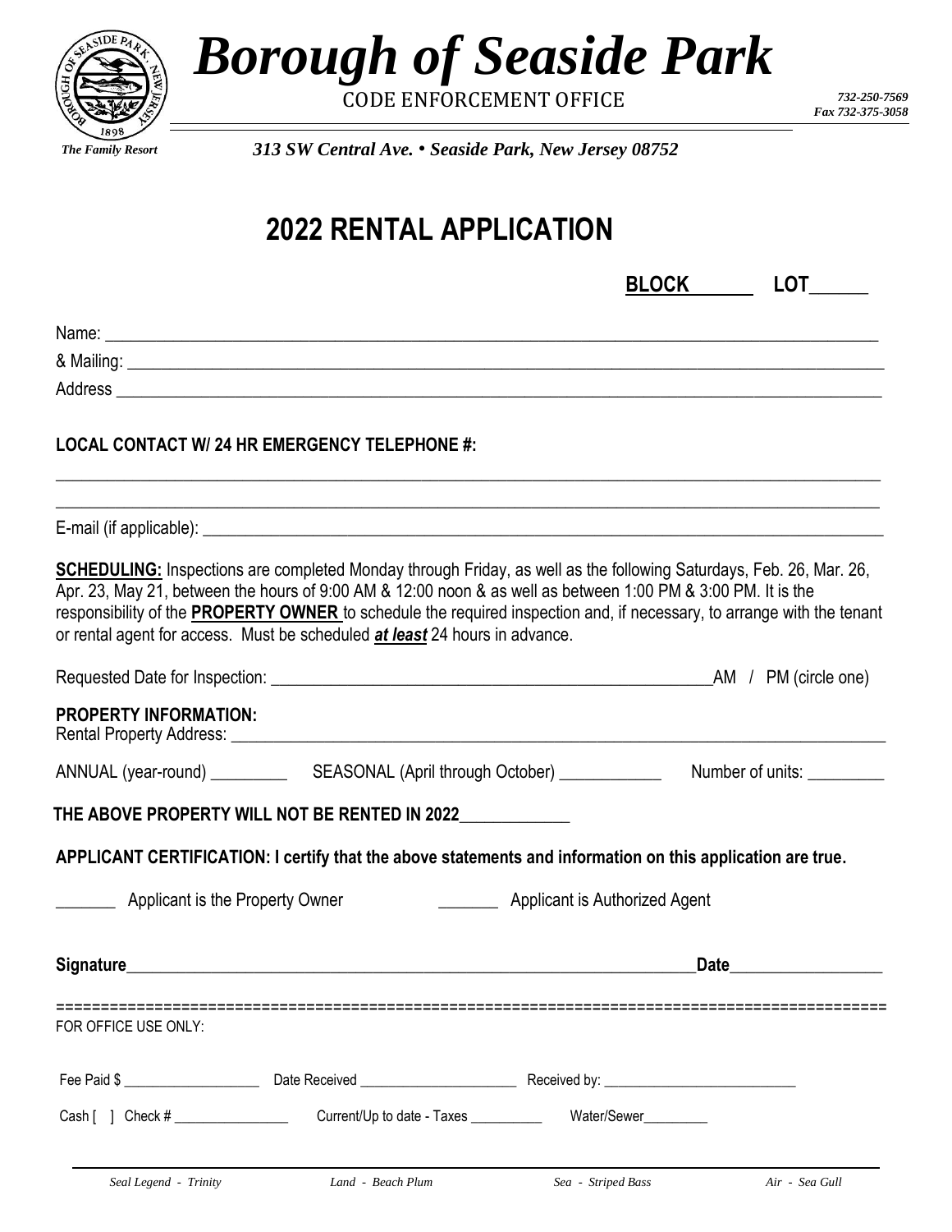# Borough of Seaside Park

CODE ENFORCEMENT OFFICE

732-250-7569
Fax 732-375-3058

*The Family Resort*

*313 SW Central Ave. • Seaside Park, New Jersey 08752*

## 2022 RENTAL APPLICATION

**BLOCK\_\_\_\_\_\_\_ LOT\_\_\_\_\_\_**

Name: \_\_\_\_\_\_\_\_\_\_\_\_\_\_\_\_\_\_\_\_\_\_\_\_\_\_\_\_\_\_\_\_\_\_\_\_\_\_\_\_\_\_\_\_\_\_\_\_\_\_\_\_\_\_\_\_\_\_\_\_\_\_\_\_\_\_\_\_\_\_

& Mailing: \_\_\_\_\_\_\_\_\_\_\_\_\_\_\_\_\_\_\_\_\_\_\_\_\_\_\_\_\_\_\_\_\_\_\_\_\_\_\_\_\_\_\_\_\_\_\_\_\_\_\_\_\_\_\_\_\_\_\_\_\_\_\_\_\_\_

Address \_\_\_\_\_\_\_\_\_\_\_\_\_\_\_\_\_\_\_\_\_\_\_\_\_\_\_\_\_\_\_\_\_\_\_\_\_\_\_\_\_\_\_\_\_\_\_\_\_\_\_\_\_\_\_\_\_\_\_\_\_\_\_\_\_\_\_\_

**LOCAL CONTACT W/ 24 HR EMERGENCY TELEPHONE #:**

\_\_\_\_\_\_\_\_\_\_\_\_\_\_\_\_\_\_\_\_\_\_\_\_\_\_\_\_\_\_\_\_\_\_\_\_\_\_\_\_\_\_\_\_\_\_\_\_\_\_\_\_\_\_\_\_\_\_\_\_\_\_\_\_\_\_\_\_\_\_\_\_\_\_\_\_\_\_

\_\_\_\_\_\_\_\_\_\_\_\_\_\_\_\_\_\_\_\_\_\_\_\_\_\_\_\_\_\_\_\_\_\_\_\_\_\_\_\_\_\_\_\_\_\_\_\_\_\_\_\_\_\_\_\_\_\_\_\_\_\_\_\_\_\_\_\_\_\_\_\_\_\_\_\_\_\_

E-mail (if applicable): \_\_\_\_\_\_\_\_\_\_\_\_\_\_\_\_\_\_\_\_\_\_\_\_\_\_\_\_\_\_\_\_\_\_\_\_\_\_\_\_\_\_\_\_\_\_\_\_\_\_\_\_\_\_\_\_\_\_\_\_\_

**SCHEDULING:** Inspections are completed Monday through Friday, as well as the following Saturdays, Feb. 26, Mar. 26, Apr. 23, May 21, between the hours of 9:00 AM & 12:00 noon & as well as between 1:00 PM & 3:00 PM. It is the responsibility of the **PROPERTY OWNER** to schedule the required inspection and, if necessary, to arrange with the tenant or rental agent for access. Must be scheduled ***at least*** 24 hours in advance.

Requested Date for Inspection: \_\_\_\_\_\_\_\_\_\_\_\_\_\_\_\_\_\_\_\_\_\_\_\_\_\_\_\_\_\_\_\_\_\_\_\_\_\_\_\_\_\_\_\_\_AM / PM (circle one)

**PROPERTY INFORMATION:**

Rental Property Address: \_\_\_\_\_\_\_\_\_\_\_\_\_\_\_\_\_\_\_\_\_\_\_\_\_\_\_\_\_\_\_\_\_\_\_\_\_\_\_\_\_\_\_\_\_\_\_\_\_\_\_\_\_\_\_\_\_\_\_\_\_

ANNUAL (year-round) \_\_\_\_\_\_\_\_\_ SEASONAL (April through October) \_\_\_\_\_\_\_\_\_\_\_\_ Number of units: \_\_\_\_\_\_\_\_\_

**THE ABOVE PROPERTY WILL NOT BE RENTED IN 2022\_\_\_\_\_\_\_\_\_\_\_\_\_**

**APPLICANT CERTIFICATION: I certify that the above statements and information on this application are true.**

\_\_\_\_\_\_\_ Applicant is the Property Owner \_\_\_\_\_\_\_ Applicant is Authorized Agent

**Signature**\_\_\_\_\_\_\_\_\_\_\_\_\_\_\_\_\_\_\_\_\_\_\_\_\_\_\_\_\_\_\_\_\_\_\_\_\_\_\_\_\_\_\_\_\_\_\_\_\_\_\_\_\_\_\_\_\_\_**Date**\_\_\_\_\_\_\_\_\_\_\_\_\_\_\_\_\_

============================================================================================

FOR OFFICE USE ONLY:

Fee Paid $ \_\_\_\_\_\_\_\_\_\_\_\_\_\_\_\_\_\_ Date Received \_\_\_\_\_\_\_\_\_\_\_\_\_\_\_\_\_\_\_\_\_ Received by: \_\_\_\_\_\_\_\_\_\_\_\_\_\_\_\_\_\_\_\_\_\_\_\_\_\_

Cash [ ] Check # \_\_\_\_\_\_\_\_\_\_\_\_\_\_\_\_ Current/Up to date - Taxes \_\_\_\_\_\_\_\_\_\_ Water/Sewer\_\_\_\_\_\_\_\_\_

*Seal Legend - Trinity* *Land - Beach Plum* *Sea - Striped Bass* *Air - Sea Gull*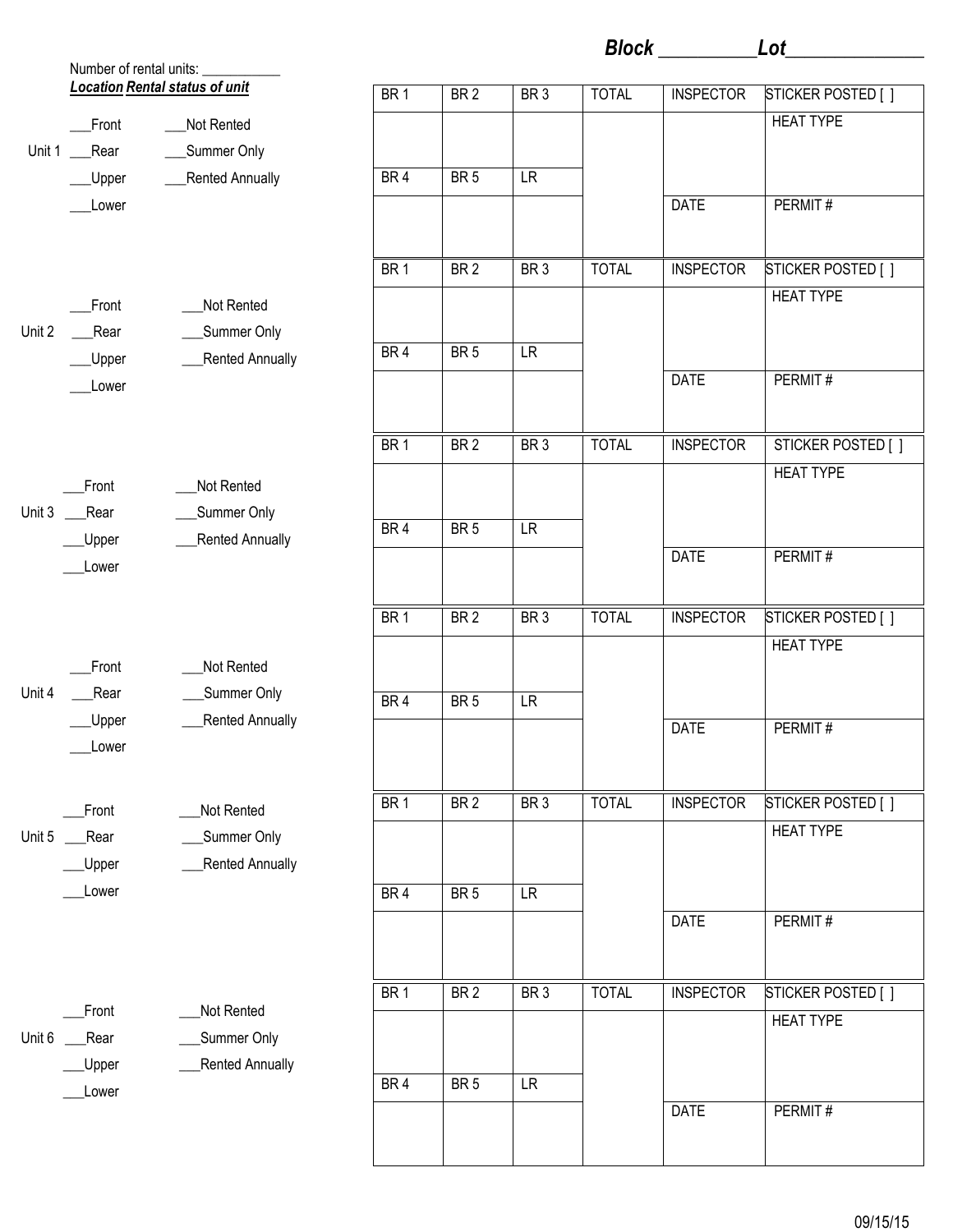***Block \_\_\_\_\_\_\_\_\_\_Lot\_\_\_\_\_\_\_\_\_\_\_\_\_\_***

Number of rental units: \_\_\_\_\_\_\_\_\_\_\_

***Location*** ***Rental status of unit***

**Unit 1**

___Front ___Not Rented

___Rear ___Summer Only

___Upper ___Rented Annually

___Lower

| BR 1 | BR 2 | BR 3 | TOTAL | INSPECTOR | STICKER POSTED [ ] |
|---|---|---|---|---|---|
| | | | | | HEAT TYPE |
| BR 4 | BR 5 | LR | | | |
| | | | | DATE | PERMIT # |

**Unit 2**

___Front ___Not Rented

___Rear ___Summer Only

___Upper ___Rented Annually

___Lower

| BR 1 | BR 2 | BR 3 | TOTAL | INSPECTOR | STICKER POSTED [ ] |
|---|---|---|---|---|---|
| | | | | | HEAT TYPE |
| BR 4 | BR 5 | LR | | | |
| | | | | DATE | PERMIT # |

**Unit 3**

___Front ___Not Rented

___Rear ___Summer Only

___Upper ___Rented Annually

___Lower

| BR 1 | BR 2 | BR 3 | TOTAL | INSPECTOR | STICKER POSTED [ ] |
|---|---|---|---|---|---|
| | | | | | HEAT TYPE |
| BR 4 | BR 5 | LR | | | |
| | | | | DATE | PERMIT # |

**Unit 4**

___Front ___Not Rented

___Rear ___Summer Only

___Upper ___Rented Annually

___Lower

| BR 1 | BR 2 | BR 3 | TOTAL | INSPECTOR | STICKER POSTED [ ] |
|---|---|---|---|---|---|
| | | | | | HEAT TYPE |
| BR 4 | BR 5 | LR | | | |
| | | | | DATE | PERMIT # |

**Unit 5**

___Front ___Not Rented

___Rear ___Summer Only

___Upper ___Rented Annually

___Lower

| BR 1 | BR 2 | BR 3 | TOTAL | INSPECTOR | STICKER POSTED [ ] |
|---|---|---|---|---|---|
| | | | | | HEAT TYPE |
| BR 4 | BR 5 | LR | | | |
| | | | | DATE | PERMIT # |

**Unit 6**

___Front ___Not Rented

___Rear ___Summer Only

___Upper ___Rented Annually

___Lower

| BR 1 | BR 2 | BR 3 | TOTAL | INSPECTOR | STICKER POSTED [ ] |
|---|---|---|---|---|---|
| | | | | | HEAT TYPE |
| BR 4 | BR 5 | LR | | | |
| | | | | DATE | PERMIT # |

09/15/15